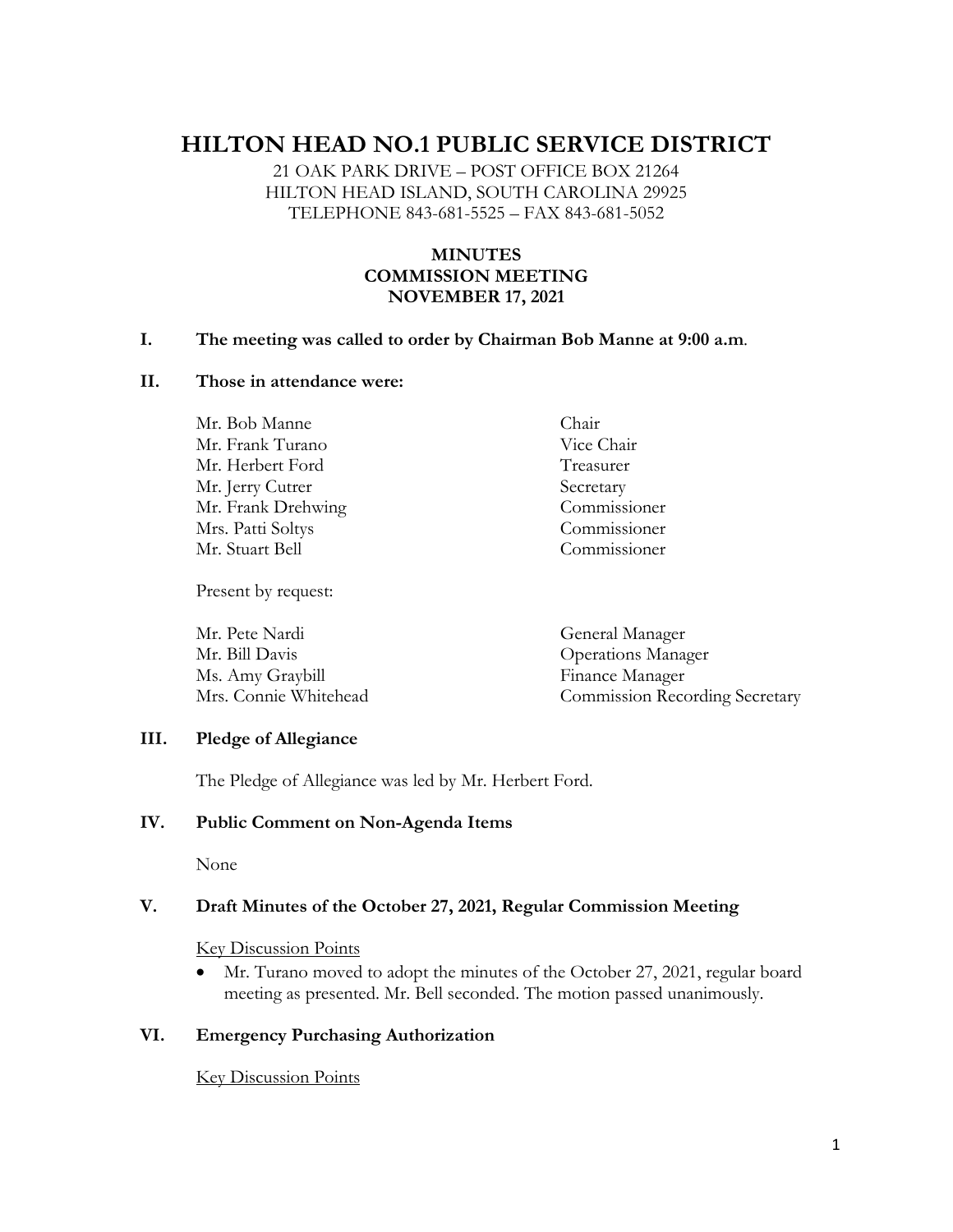# HILTON HEAD NO.1 PUBLIC SERVICE DISTRICT

21 OAK PARK DRIVE – POST OFFICE BOX 21264
HILTON HEAD ISLAND, SOUTH CAROLINA 29925
TELEPHONE 843-681-5525 – FAX 843-681-5052

**MINUTES**
**COMMISSION MEETING**
**NOVEMBER 17, 2021**

## I. The meeting was called to order by Chairman Bob Manne at 9:00 a.m.

## II. Those in attendance were:

| | |
|---|---|
| Mr. Bob Manne | Chair |
| Mr. Frank Turano | Vice Chair |
| Mr. Herbert Ford | Treasurer |
| Mr. Jerry Cutrer | Secretary |
| Mr. Frank Drehwing | Commissioner |
| Mrs. Patti Soltys | Commissioner |
| Mr. Stuart Bell | Commissioner |

Present by request:

| | |
|---|---|
| Mr. Pete Nardi | General Manager |
| Mr. Bill Davis | Operations Manager |
| Ms. Amy Graybill | Finance Manager |
| Mrs. Connie Whitehead | Commission Recording Secretary |

## III. Pledge of Allegiance

The Pledge of Allegiance was led by Mr. Herbert Ford.

## IV. Public Comment on Non-Agenda Items

None

## V. Draft Minutes of the October 27, 2021, Regular Commission Meeting

Key Discussion Points

- Mr. Turano moved to adopt the minutes of the October 27, 2021, regular board meeting as presented. Mr. Bell seconded. The motion passed unanimously.

## VI. Emergency Purchasing Authorization

Key Discussion Points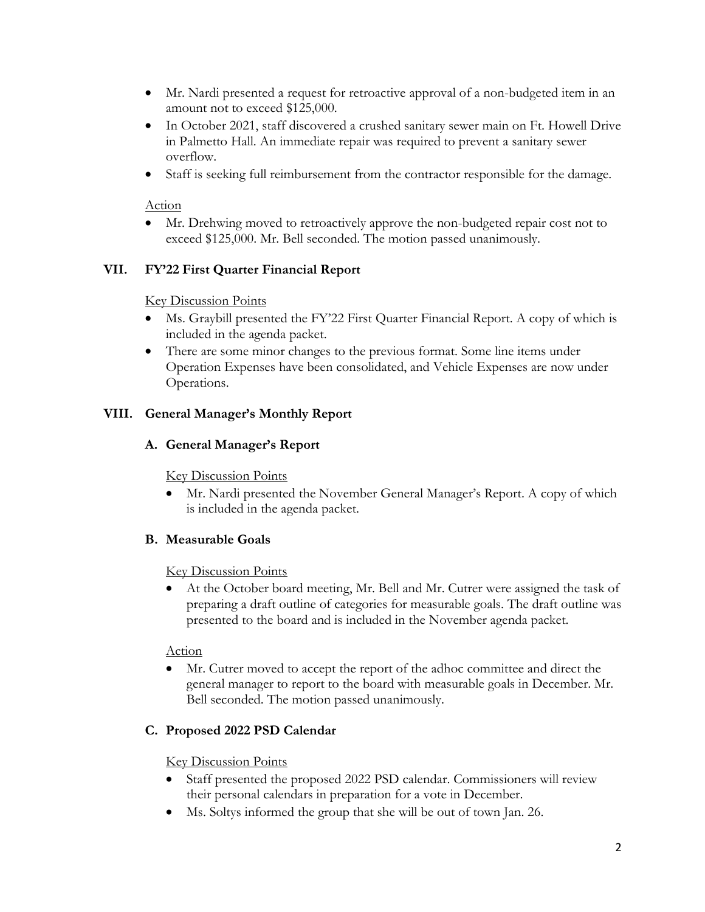- Mr. Nardi presented a request for retroactive approval of a non-budgeted item in an amount not to exceed $125,000.
- In October 2021, staff discovered a crushed sanitary sewer main on Ft. Howell Drive in Palmetto Hall. An immediate repair was required to prevent a sanitary sewer overflow.
- Staff is seeking full reimbursement from the contractor responsible for the damage.

Action

- Mr. Drehwing moved to retroactively approve the non-budgeted repair cost not to exceed $125,000. Mr. Bell seconded. The motion passed unanimously.

## VII. FY'22 First Quarter Financial Report

Key Discussion Points

- Ms. Graybill presented the FY'22 First Quarter Financial Report. A copy of which is included in the agenda packet.
- There are some minor changes to the previous format. Some line items under Operation Expenses have been consolidated, and Vehicle Expenses are now under Operations.

## VIII. General Manager's Monthly Report

### A. General Manager's Report

Key Discussion Points

- Mr. Nardi presented the November General Manager's Report. A copy of which is included in the agenda packet.

### B. Measurable Goals

Key Discussion Points

- At the October board meeting, Mr. Bell and Mr. Cutrer were assigned the task of preparing a draft outline of categories for measurable goals. The draft outline was presented to the board and is included in the November agenda packet.

Action

- Mr. Cutrer moved to accept the report of the adhoc committee and direct the general manager to report to the board with measurable goals in December. Mr. Bell seconded. The motion passed unanimously.

### C. Proposed 2022 PSD Calendar

Key Discussion Points

- Staff presented the proposed 2022 PSD calendar. Commissioners will review their personal calendars in preparation for a vote in December.
- Ms. Soltys informed the group that she will be out of town Jan. 26.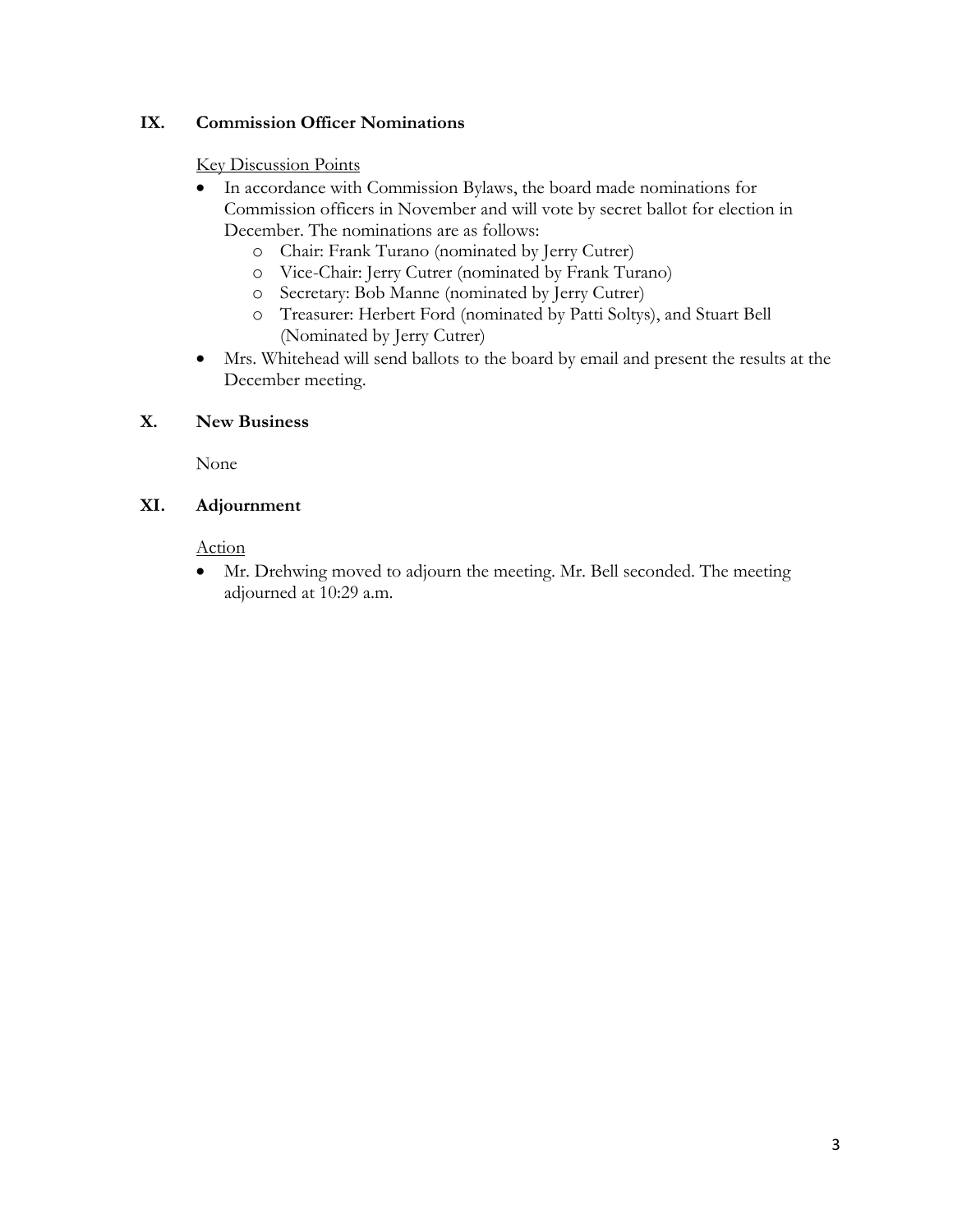## IX. Commission Officer Nominations

Key Discussion Points

- In accordance with Commission Bylaws, the board made nominations for Commission officers in November and will vote by secret ballot for election in December. The nominations are as follows:
  - Chair: Frank Turano (nominated by Jerry Cutrer)
  - Vice-Chair: Jerry Cutrer (nominated by Frank Turano)
  - Secretary: Bob Manne (nominated by Jerry Cutrer)
  - Treasurer: Herbert Ford (nominated by Patti Soltys), and Stuart Bell (Nominated by Jerry Cutrer)
- Mrs. Whitehead will send ballots to the board by email and present the results at the December meeting.

## X. New Business

None

## XI. Adjournment

Action

- Mr. Drehwing moved to adjourn the meeting. Mr. Bell seconded. The meeting adjourned at 10:29 a.m.